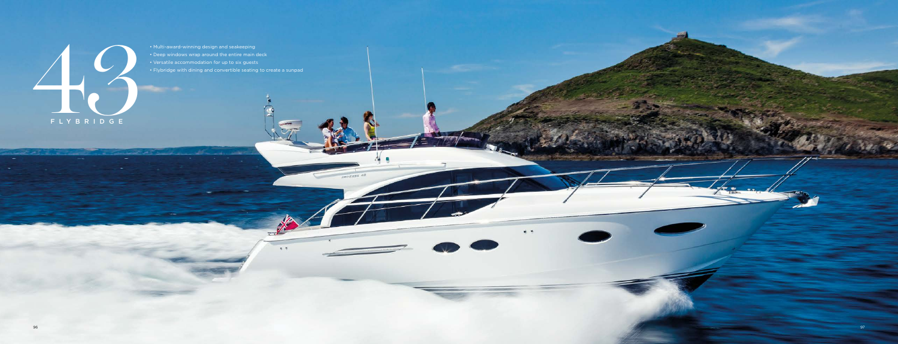# 43 FLYBRIDGE

- Multi-award-winning design and seakeeping
- Deep windows wrap around the entire main deck
- Versatile accommodation for up to six guests
- Flybridge with dining and convertible seating to create a sunpad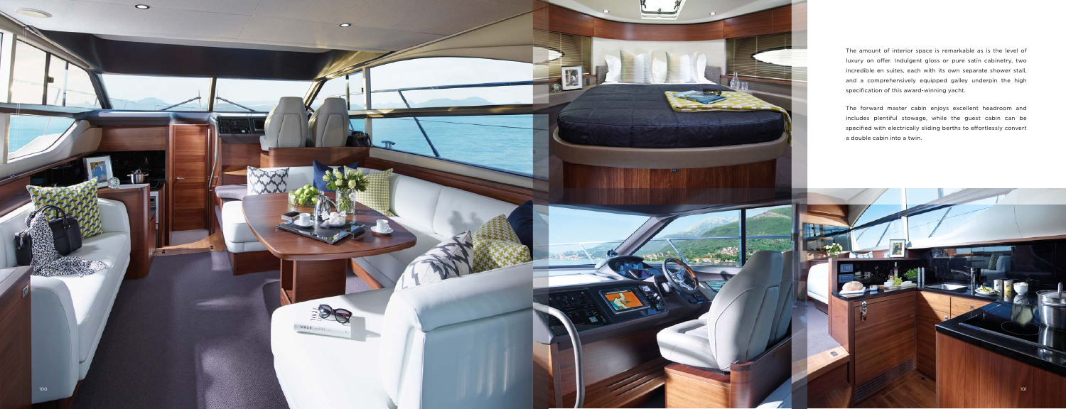The amount of interior space is remarkable as is the level of luxury on offer. Indulgent gloss or pure satin cabinetry, two incredible en suites, each with its own separate shower stall, and a comprehensively equipped galley underpin the high specification of this award-winning yacht.

The forward master cabin enjoys excellent headroom and includes plentiful stowage, while the guest cabin can be specified with electrically sliding berths to effortlessly convert a double cabin into a twin.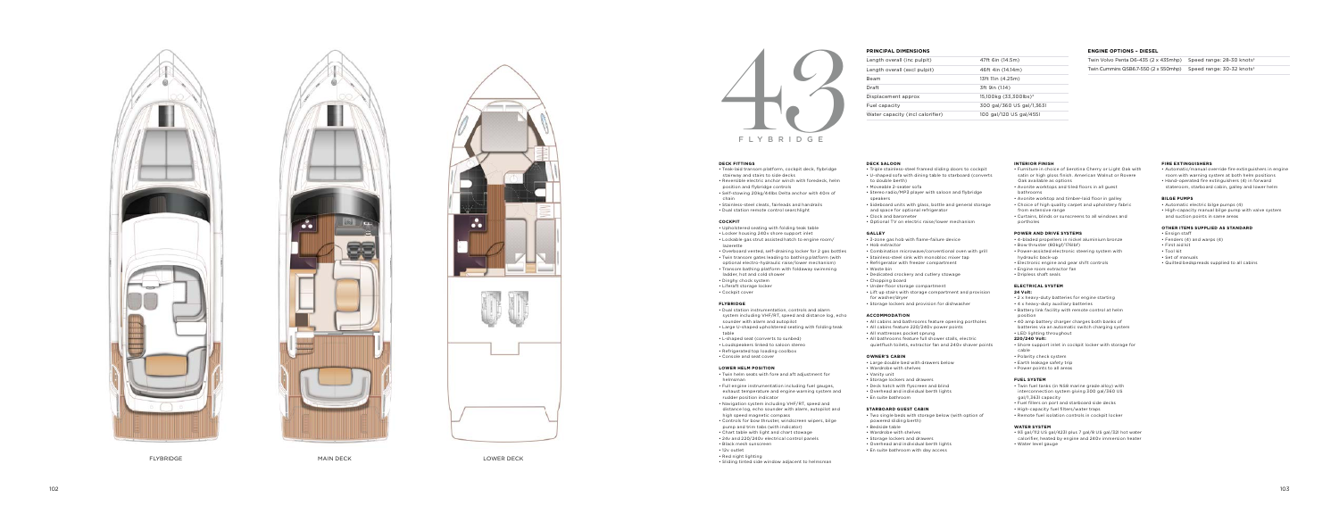# 43 FLYBRIDGE

FLYBRIDGE

MAIN DECK

LOWER DECK

## PRINCIPAL DIMENSIONS

| | |
|---|---|
| Length overall (inc pulpit) | 47ft 6in (14.5m) |
| Length overall (excl pulpit) | 46ft 4in (14.14m) |
| Beam | 13ft 11in (4.25m) |
| Draft | 3ft 9in (1.14) |
| Displacement approx | 15,100kg (33,300lbs)* |
| Fuel capacity | 300 gal/360 US gal/1,363l |
| Water capacity (incl calorifier) | 100 gal/120 US gal/455l |

## ENGINE OPTIONS – DIESEL

| | |
|---|---|
| Twin Volvo Penta D6-435 (2 x 435mhp) | Speed range: 28–30 knots† |
| Twin Cummins QSB6.7-550 (2 x 550mhp) | Speed range: 30–32 knots† |

### DECK FITTINGS
- Teak-laid transom platform, cockpit deck, flybridge stairway and steps to side decks
- Reversible electric anchor windlass with foredeck, helm position and flybridge controls
- Self-stowing 20kg/44lbs Delta anchor with 40m of chain
- Stainless-steel cleats, fairleads and handrails
- Dual station remote control searchlight

### COCKPIT
- Upholstered seating with folding teak table
- Locker housing 240v shore support inlet
- Lockable gas strut assisted hatch to engine room/lazarette
- Overboard vented, self-draining locker for 2 gas bottles
- Twin transom gates leading to bathing platform (with optional electro-hydraulic raise/lower mechanism)
- Transom bathing platform with foldaway swimming ladder, hot and cold shower
- Dinghy chock system
- Liferaft storage locker
- Cockpit cover

### FLYBRIDGE
- Dual station instrumentation, controls and alarm system including VHF/RT, speed and distance log, echo sounder with alarm and autopilot
- Large U-shaped upholstered seating with folding teak table
- L-shaped seat (converts to sunbed)
- Loudspeakers linked to saloon stereo
- Refrigerated top loading coolbox
- Console and seat cover

### LOWER HELM POSITION
- Twin helm seats with fore and aft adjustment for helmsman
- Full engine instrumentation including fuel gauges, exhaust temperature and engine warning system and rudder position indicator
- Navigation system including VHF/RT, speed and distance log, echo sounder with alarm, autopilot and high speed magnetic compass
- Controls for bow thruster, windscreen wipers, bilge pump and trim tabs (with indicator)
- Chart table with light and chart stowage
- 24v and 220/240v electrical control panels
- Black mesh sunscreen
- 12v outlet
- Red night lighting
- Sliding tinted side window adjacent to helmsman

### DECK SALOON
- Triple stainless-steel framed sliding doors to cockpit
- U-shaped sofa with dining table to starboard (converts to double berth)
- Moveable L-shaped sofa
- Stereo/radio/MP3 player with saloon and flybridge speakers
- Sideboard units with glass, bottle and general storage and space for optional refrigerator
- Clock and barometer
- Optional TV on electric raise/lower mechanism

### GALLEY
- 3-zone gas hob with flame-failure device
- Hob extractor
- Combination microwave/conventional oven with grill
- Stainless-steel sink with monobloc mixer tap
- Refrigerator with freezer compartment
- Waste bin
- Dedicated crockery and cutlery stowage
- Chopping board
- Under-floor storage compartment
- Lift up stairs with storage compartment and provision for washer/dryer
- Storage lockers and provision for dishwasher

### ACCOMMODATION
- All cabins and bathrooms feature opening portholes
- All cabins feature 220/240v power points
- All mattresses pocket sprung
- All bathrooms feature full shower stalls, electric quietflush toilets, extractor fan and 240v shaver points

### OWNER'S CABIN
- Large double bed with drawers below
- Wardrobe with shelves
- Vanity unit
- Storage lockers and drawers
- Deck hatch with flyscreen and blind
- Overhead and individual berth lights
- En suite bathroom

### STARBOARD GUEST CABIN
- Two single beds with storage below (with option of powered sliding berth)
- Bedside table
- Wardrobe with shelves
- Storage lockers and drawers
- Overhead and individual berth lights
- En suite bathroom with day access

### INTERIOR FINISH
- Furniture in choice of Sendora Cherry or Light Oak with satin or high gloss finish. American Walnut or Rovere Oak available as options
- Avonite worktops and lined floors in all guest bathrooms
- Avonite worktop and timber-laid floor in galley
- Choice of high quality carpet and upholstery fabric from extensive range
- Curtains, blinds or sunscreens to all windows and portholes

### POWER AND DRIVE SYSTEMS
- 4-bladed propellers in nickel aluminium bronze
- Bow thruster (80kgf/176lbf)
- Power-assisted electronic steering system with hydraulic back-up
- Electronic engine and gear shift controls
- Engine room extractor fan
- Dripless shaft seals

### ELECTRICAL SYSTEM
**24 Volt:**
- 2 x heavy-duty batteries for engine starting
- 4 x heavy-duty auxiliary batteries
- Battery link facility with remote control at helm position
- 40 amp battery charger charges both banks of batteries via an automatic switch charging system
- LED lighting throughout

**220/240 Volt:**
- Shore support inlet in cockpit locker with storage for cable
- Polarity check system
- Earth leakage safety trip
- Power points to all areas

### FUEL SYSTEM
- Twin fuel tanks (in NS8 marine grade alloy) with interconnection system giving 300 gal/360 US gal/1,363l capacity
- Fuel fillers on port and starboard side decks
- High-capacity fuel filters/water traps
- Remote fuel isolation controls in cockpit locker

### WATER SYSTEM
- 93 gal/112 US gal/423l plus 7 gal/8 US gal/32l hot water calorifier, heated by engine and 240v immersion heater
- Water level gauge

### FIRE EXTINGUISHERS
- Automatic/manual override fire extinguishers in engine room with warning system at both helm positions
- Hand-operated fire extinguishers (4) in forward stateroom, starboard cabin, galley and lower helm

### BILGE PUMPS
- Automatic electric bilge pumps (4)
- High-capacity manual bilge pump with valve system and suction points in same areas

### OTHER ITEMS SUPPLIED AS STANDARD
- Ensign staff
- Fenders (4) and warps (4)
- First aid kit
- Tool kit
- Set of manuals
- Quilted bedspreads supplied to all cabins